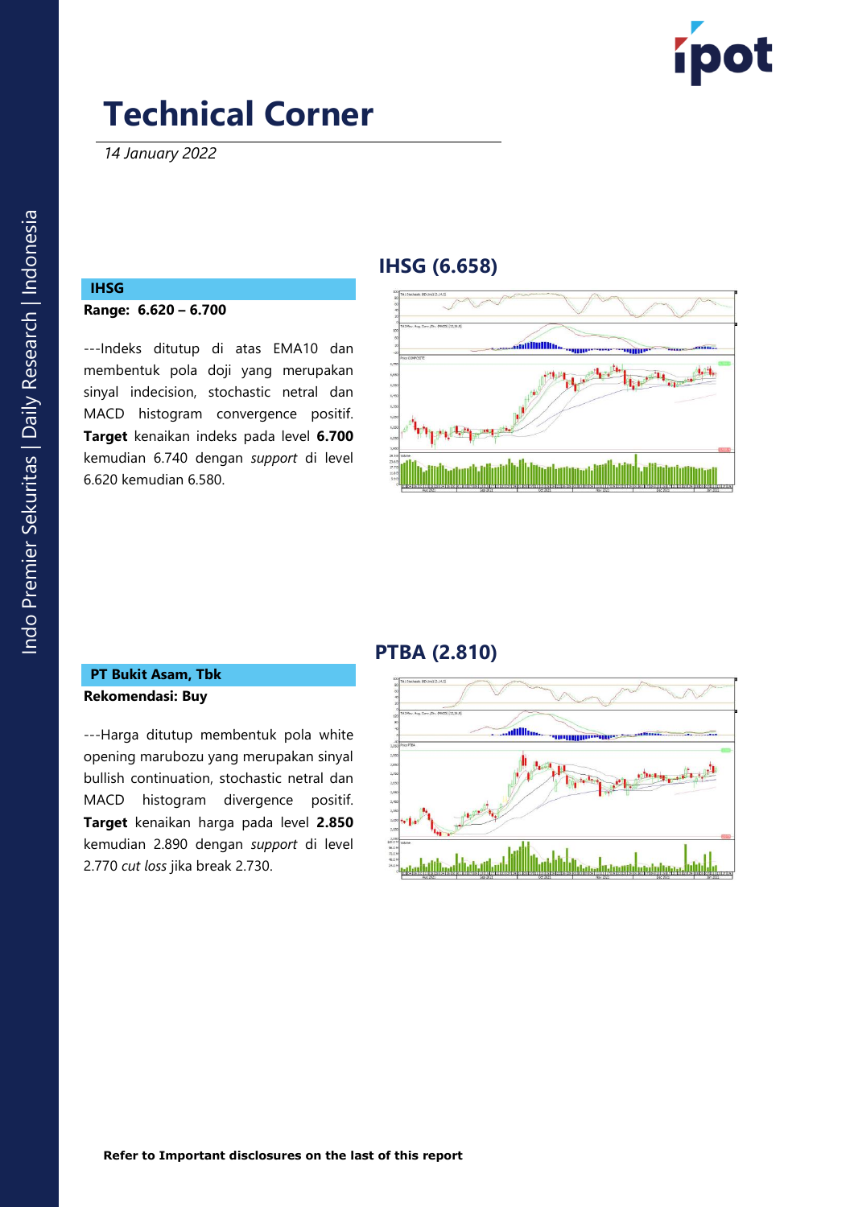# Technical Corner

*14 January 2022*

## IHSG (6.658)

### IHSG

**Range: 6.620 – 6.700**

---Indeks ditutup di atas EMA10 dan membentuk pola doji yang merupakan sinyal indecision, stochastic netral dan MACD histogram convergence positif. **Target** kenaikan indeks pada level **6.700** kemudian 6.740 dengan *support* di level 6.620 kemudian 6.580.

## PTBA (2.810)

### PT Bukit Asam, Tbk

**Rekomendasi: Buy**

---Harga ditutup membentuk pola white opening marubozu yang merupakan sinyal bullish continuation, stochastic netral dan MACD histogram divergence positif. **Target** kenaikan harga pada level **2.850** kemudian 2.890 dengan *support* di level 2.770 *cut loss* jika break 2.730.

**Refer to Important disclosures on the last of this report**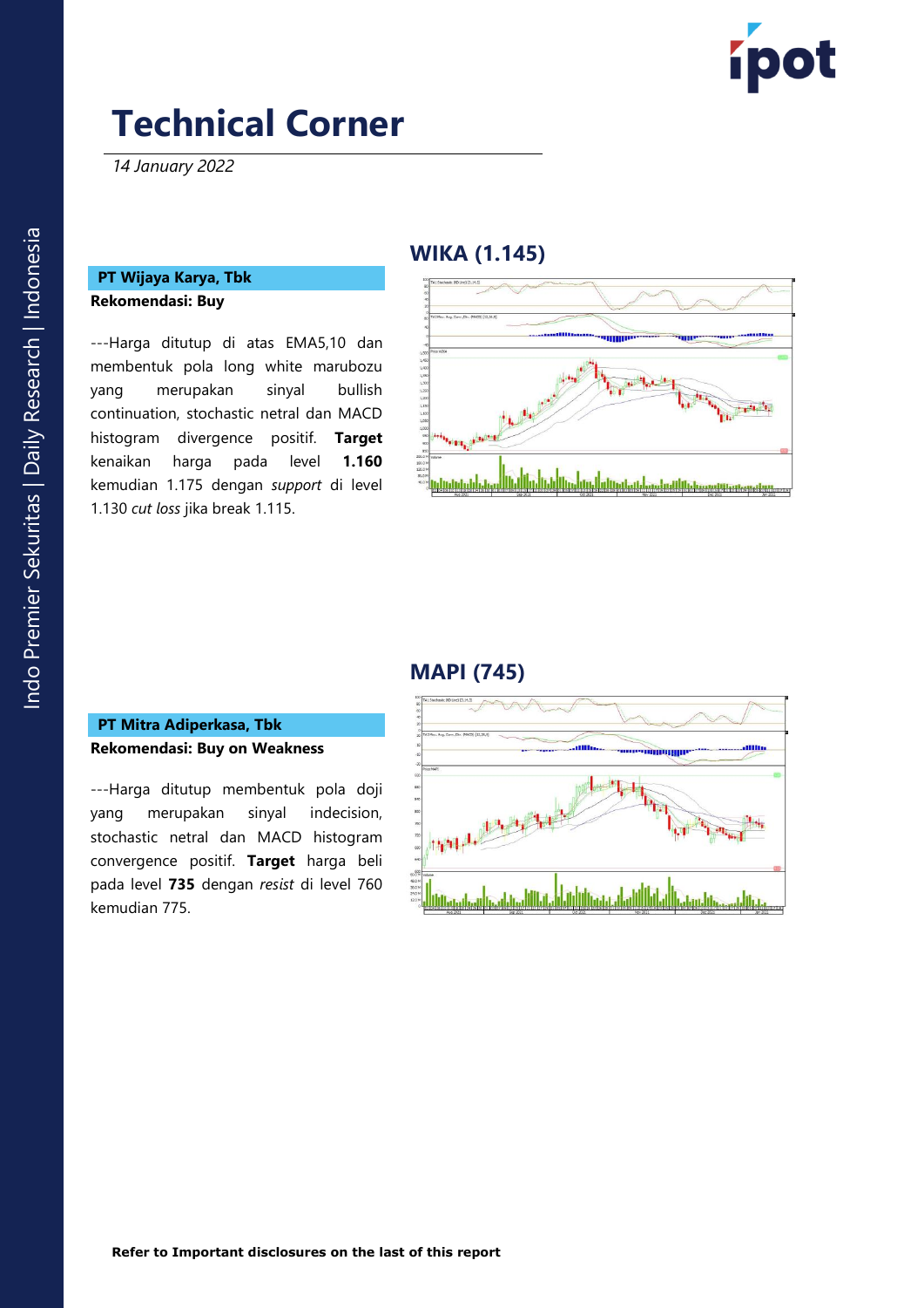# Technical Corner

*14 January 2022*

## WIKA (1.145)

**PT Wijaya Karya, Tbk**

**Rekomendasi: Buy**

---Harga ditutup di atas EMA5,10 dan membentuk pola long white marubozu yang merupakan sinyal bullish continuation, stochastic netral dan MACD histogram divergence positif. **Target** kenaikan harga pada level **1.160** kemudian 1.175 dengan *support* di level 1.130 *cut loss* jika break 1.115.

## MAPI (745)

**PT Mitra Adiperkasa, Tbk**

**Rekomendasi: Buy on Weakness**

---Harga ditutup membentuk pola doji yang merupakan sinyal indecision, stochastic netral dan MACD histogram convergence positif. **Target** harga beli pada level **735** dengan *resist* di level 760 kemudian 775.

**Refer to Important disclosures on the last of this report**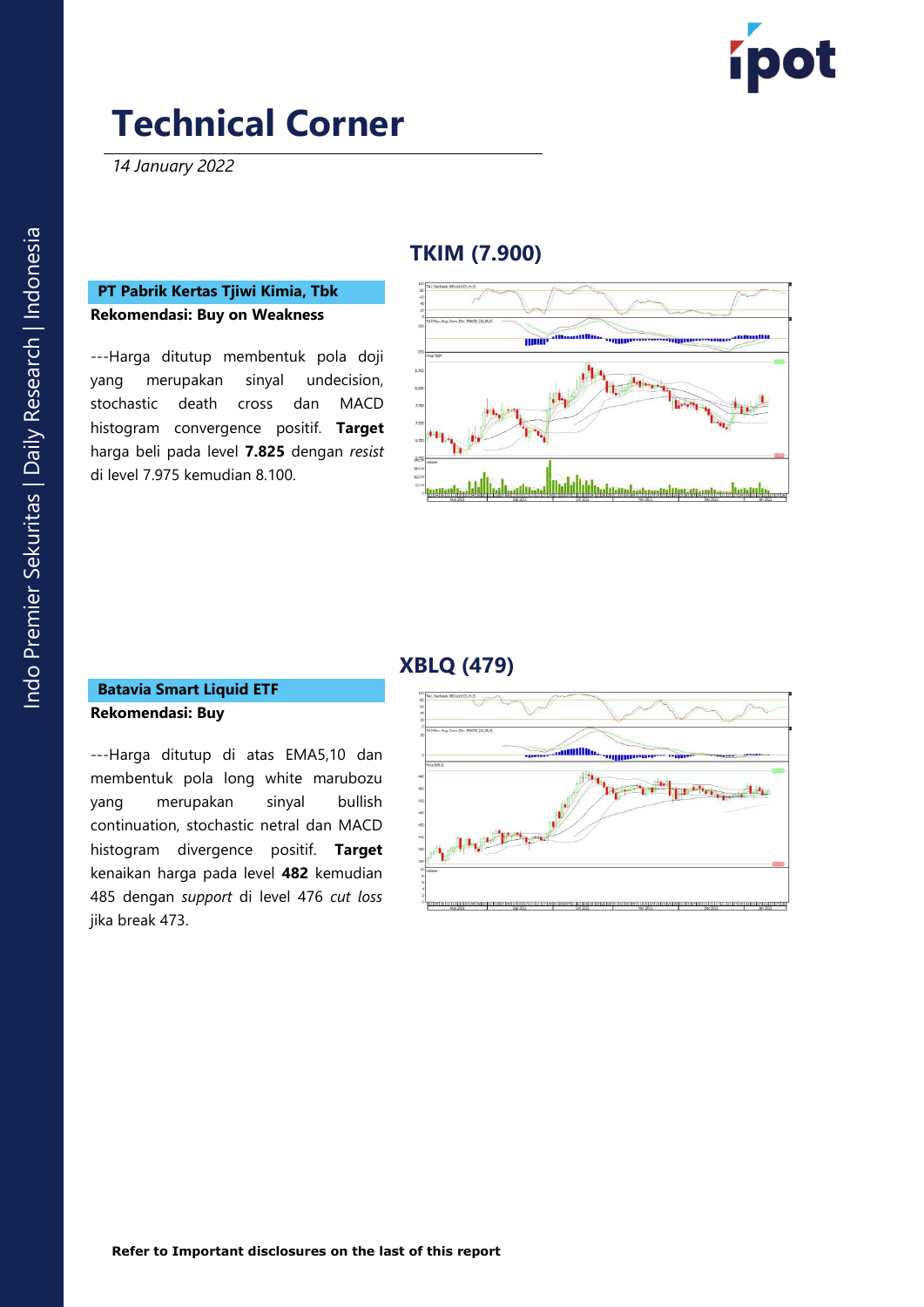# Technical Corner

*14 January 2022*

## TKIM (7.900)

**PT Pabrik Kertas Tjiwi Kimia, Tbk**

**Rekomendasi: Buy on Weakness**

---Harga ditutup membentuk pola doji yang merupakan sinyal undecision, stochastic death cross dan MACD histogram convergence positif. **Target** harga beli pada level **7.825** dengan *resist* di level 7.975 kemudian 8.100.

## XBLQ (479)

**Batavia Smart Liquid ETF**

**Rekomendasi: Buy**

---Harga ditutup di atas EMA5,10 dan membentuk pola long white marubozu yang merupakan sinyal bullish continuation, stochastic netral dan MACD histogram divergence positif. **Target** kenaikan harga pada level **482** kemudian 485 dengan *support* di level 476 *cut loss* jika break 473.

**Refer to Important disclosures on the last of this report**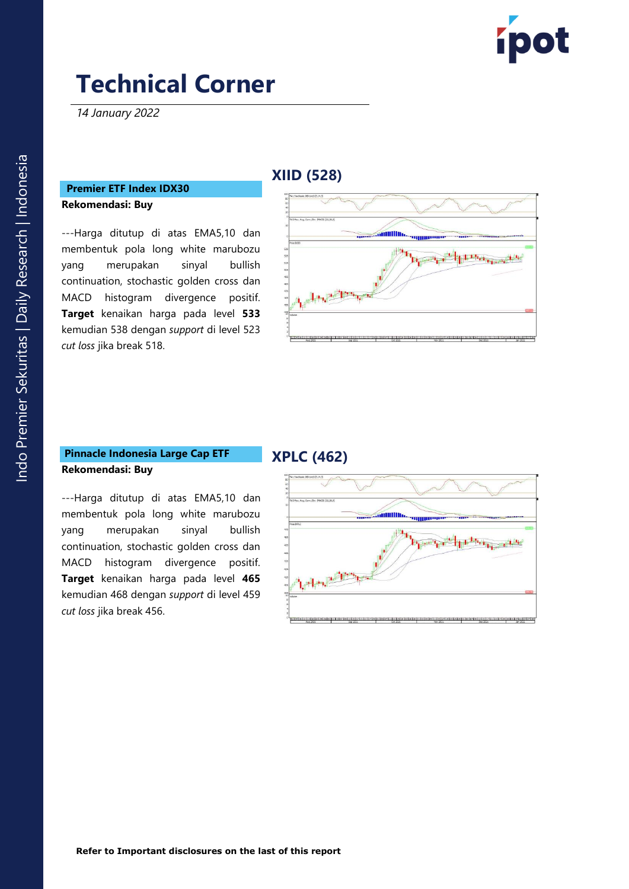# Technical Corner

*14 January 2022*

## XIID (528)

**Premier ETF Index IDX30**

**Rekomendasi: Buy**

---Harga ditutup di atas EMA5,10 dan membentuk pola long white marubozu yang merupakan sinyal bullish continuation, stochastic golden cross dan MACD histogram divergence positif. **Target** kenaikan harga pada level **533** kemudian 538 dengan *support* di level 523 *cut loss* jika break 518.

## XPLC (462)

**Pinnacle Indonesia Large Cap ETF**

**Rekomendasi: Buy**

---Harga ditutup di atas EMA5,10 dan membentuk pola long white marubozu yang merupakan sinyal bullish continuation, stochastic golden cross dan MACD histogram divergence positif. **Target** kenaikan harga pada level **465** kemudian 468 dengan *support* di level 459 *cut loss* jika break 456.

**Refer to Important disclosures on the last of this report**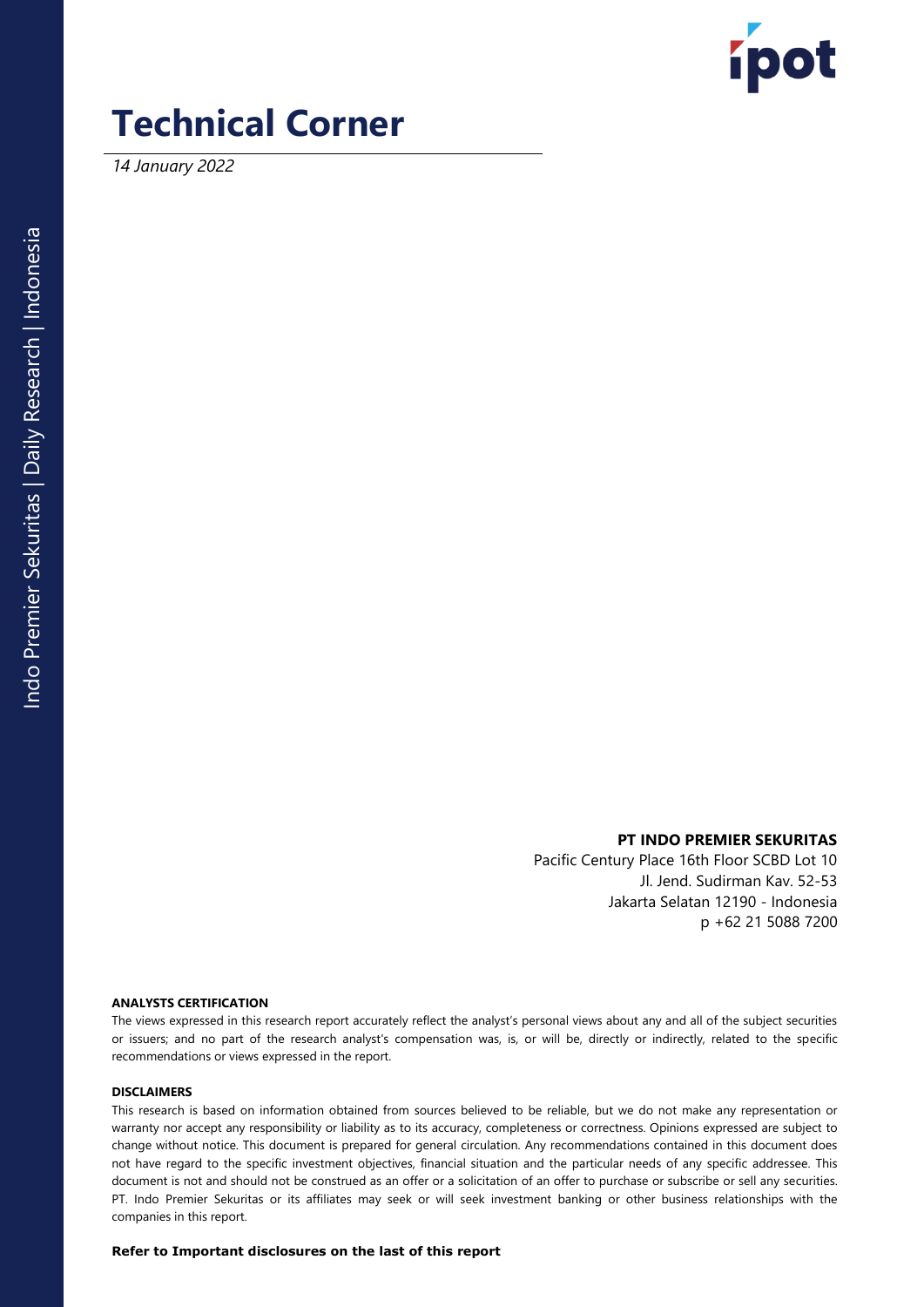# Technical Corner

*14 January 2022*

**PT INDO PREMIER SEKURITAS**
Pacific Century Place 16th Floor SCBD Lot 10
Jl. Jend. Sudirman Kav. 52-53
Jakarta Selatan 12190 - Indonesia
p +62 21 5088 7200

**ANALYSTS CERTIFICATION**

The views expressed in this research report accurately reflect the analyst's personal views about any and all of the subject securities or issuers; and no part of the research analyst's compensation was, is, or will be, directly or indirectly, related to the specific recommendations or views expressed in the report.

**DISCLAIMERS**

This research is based on information obtained from sources believed to be reliable, but we do not make any representation or warranty nor accept any responsibility or liability as to its accuracy, completeness or correctness. Opinions expressed are subject to change without notice. This document is prepared for general circulation. Any recommendations contained in this document does not have regard to the specific investment objectives, financial situation and the particular needs of any specific addressee. This document is not and should not be construed as an offer or a solicitation of an offer to purchase or subscribe or sell any securities. PT. Indo Premier Sekuritas or its affiliates may seek or will seek investment banking or other business relationships with the companies in this report.

**Refer to Important disclosures on the last of this report**